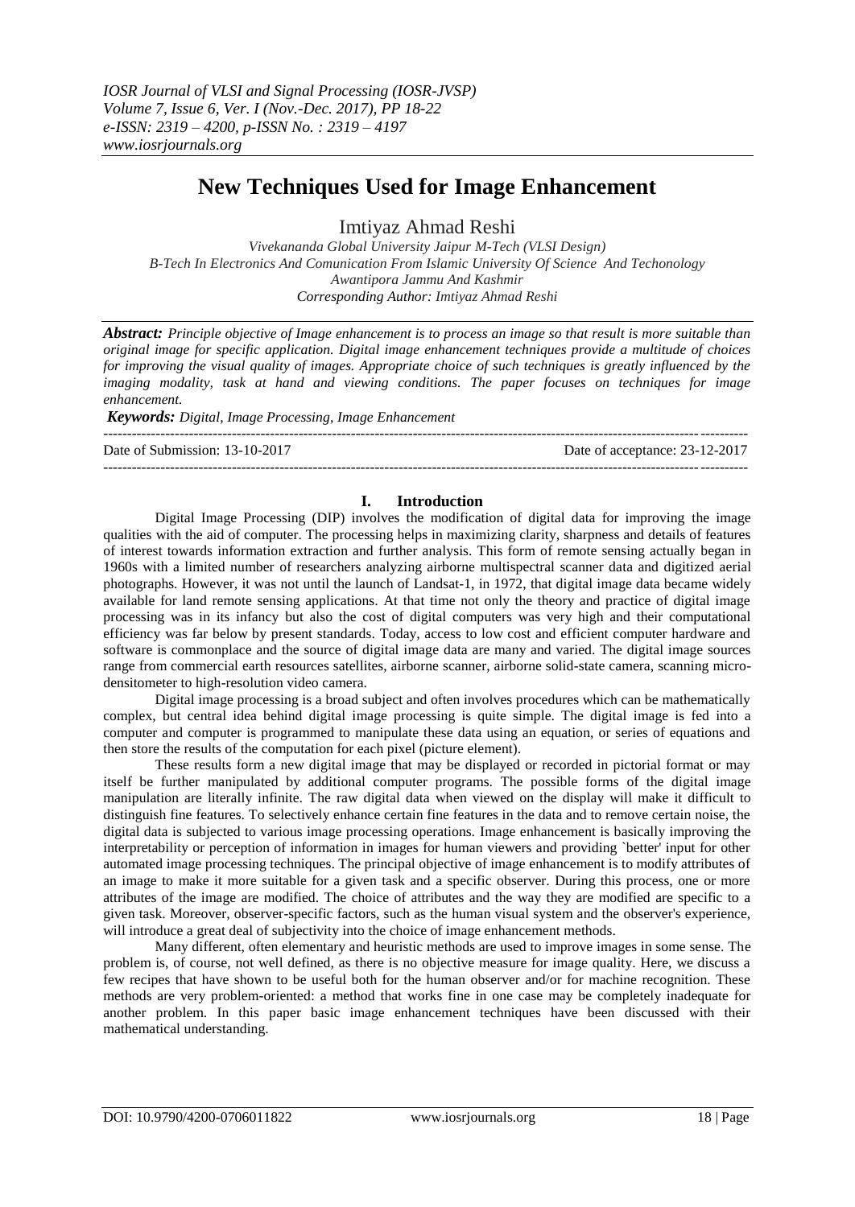# New Techniques Used for Image Enhancement

Imtiyaz Ahmad Reshi

*Vivekananda Global University Jaipur M-Tech (VLSI Design)*
*B-Tech In Electronics And Comunication From Islamic University Of Science And Techonology Awantipora Jammu And Kashmir*
*Corresponding Author: Imtiyaz Ahmad Reshi*

***Abstract:*** *Principle objective of Image enhancement is to process an image so that result is more suitable than original image for specific application. Digital image enhancement techniques provide a multitude of choices for improving the visual quality of images. Appropriate choice of such techniques is greatly influenced by the imaging modality, task at hand and viewing conditions. The paper focuses on techniques for image enhancement.*

***Keywords:*** *Digital, Image Processing, Image Enhancement*

---

Date of Submission: 13-10-2017 Date of acceptance: 23-12-2017

---

## I. Introduction

Digital Image Processing (DIP) involves the modification of digital data for improving the image qualities with the aid of computer. The processing helps in maximizing clarity, sharpness and details of features of interest towards information extraction and further analysis. This form of remote sensing actually began in 1960s with a limited number of researchers analyzing airborne multispectral scanner data and digitized aerial photographs. However, it was not until the launch of Landsat-1, in 1972, that digital image data became widely available for land remote sensing applications. At that time not only the theory and practice of digital image processing was in its infancy but also the cost of digital computers was very high and their computational efficiency was far below by present standards. Today, access to low cost and efficient computer hardware and software is commonplace and the source of digital image data are many and varied. The digital image sources range from commercial earth resources satellites, airborne scanner, airborne solid-state camera, scanning micro-densitometer to high-resolution video camera.

Digital image processing is a broad subject and often involves procedures which can be mathematically complex, but central idea behind digital image processing is quite simple. The digital image is fed into a computer and computer is programmed to manipulate these data using an equation, or series of equations and then store the results of the computation for each pixel (picture element).

These results form a new digital image that may be displayed or recorded in pictorial format or may itself be further manipulated by additional computer programs. The possible forms of the digital image manipulation are literally infinite. The raw digital data when viewed on the display will make it difficult to distinguish fine features. To selectively enhance certain fine features in the data and to remove certain noise, the digital data is subjected to various image processing operations. Image enhancement is basically improving the interpretability or perception of information in images for human viewers and providing `better' input for other automated image processing techniques. The principal objective of image enhancement is to modify attributes of an image to make it more suitable for a given task and a specific observer. During this process, one or more attributes of the image are modified. The choice of attributes and the way they are modified are specific to a given task. Moreover, observer-specific factors, such as the human visual system and the observer's experience, will introduce a great deal of subjectivity into the choice of image enhancement methods.

Many different, often elementary and heuristic methods are used to improve images in some sense. The problem is, of course, not well defined, as there is no objective measure for image quality. Here, we discuss a few recipes that have shown to be useful both for the human observer and/or for machine recognition. These methods are very problem-oriented: a method that works fine in one case may be completely inadequate for another problem. In this paper basic image enhancement techniques have been discussed with their mathematical understanding.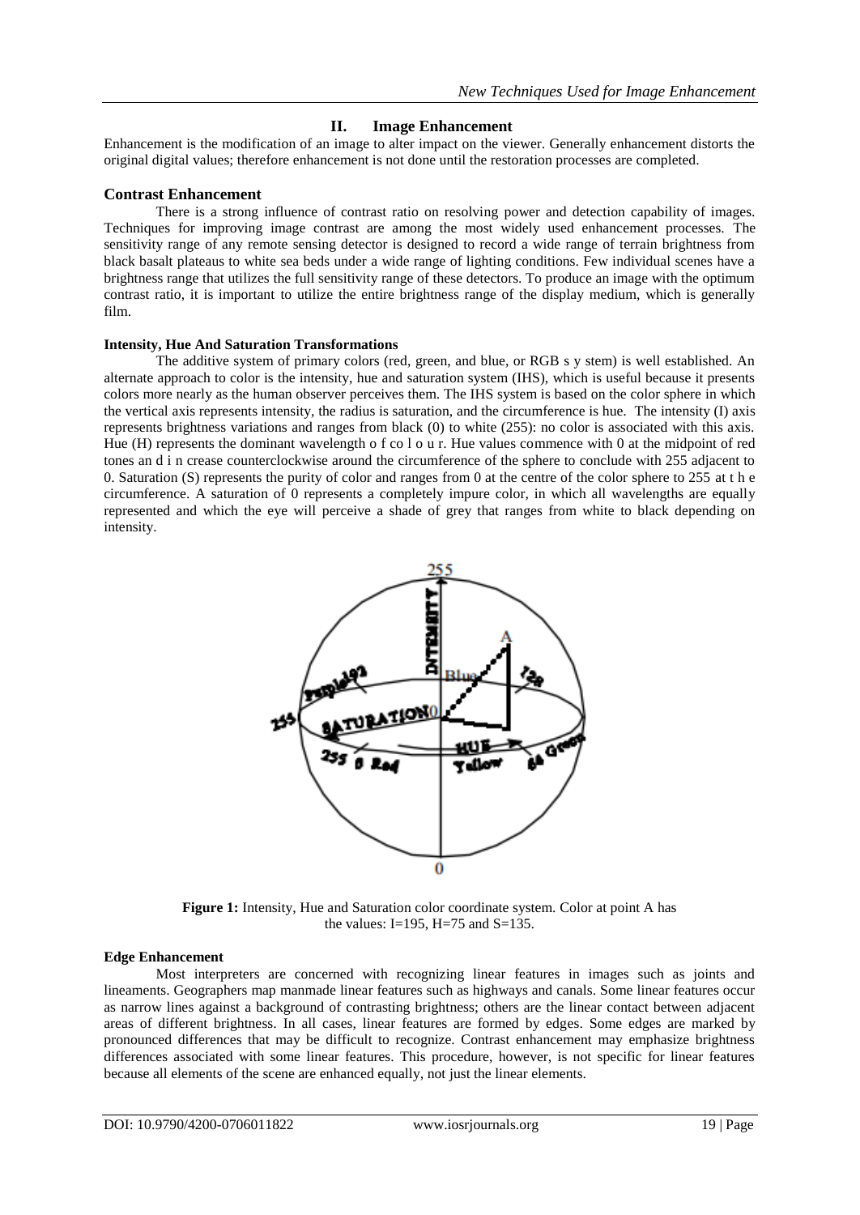## II. Image Enhancement

Enhancement is the modification of an image to alter impact on the viewer. Generally enhancement distorts the original digital values; therefore enhancement is not done until the restoration processes are completed.

### Contrast Enhancement

There is a strong influence of contrast ratio on resolving power and detection capability of images. Techniques for improving image contrast are among the most widely used enhancement processes. The sensitivity range of any remote sensing detector is designed to record a wide range of terrain brightness from black basalt plateaus to white sea beds under a wide range of lighting conditions. Few individual scenes have a brightness range that utilizes the full sensitivity range of these detectors. To produce an image with the optimum contrast ratio, it is important to utilize the entire brightness range of the display medium, which is generally film.

#### Intensity, Hue And Saturation Transformations

The additive system of primary colors (red, green, and blue, or RGB s y stem) is well established. An alternate approach to color is the intensity, hue and saturation system (IHS), which is useful because it presents colors more nearly as the human observer perceives them. The IHS system is based on the color sphere in which the vertical axis represents intensity, the radius is saturation, and the circumference is hue. The intensity (I) axis represents brightness variations and ranges from black (0) to white (255): no color is associated with this axis. Hue (H) represents the dominant wavelength o f co l o u r. Hue values commence with 0 at the midpoint of red tones an d i n crease counterclockwise around the circumference of the sphere to conclude with 255 adjacent to 0. Saturation (S) represents the purity of color and ranges from 0 at the centre of the color sphere to 255 at t h e circumference. A saturation of 0 represents a completely impure color, in which all wavelengths are equally represented and which the eye will perceive a shade of grey that ranges from white to black depending on intensity.

**Figure 1:** Intensity, Hue and Saturation color coordinate system. Color at point A has the values: I=195, H=75 and S=135.

#### Edge Enhancement

Most interpreters are concerned with recognizing linear features in images such as joints and lineaments. Geographers map manmade linear features such as highways and canals. Some linear features occur as narrow lines against a background of contrasting brightness; others are the linear contact between adjacent areas of different brightness. In all cases, linear features are formed by edges. Some edges are marked by pronounced differences that may be difficult to recognize. Contrast enhancement may emphasize brightness differences associated with some linear features. This procedure, however, is not specific for linear features because all elements of the scene are enhanced equally, not just the linear elements.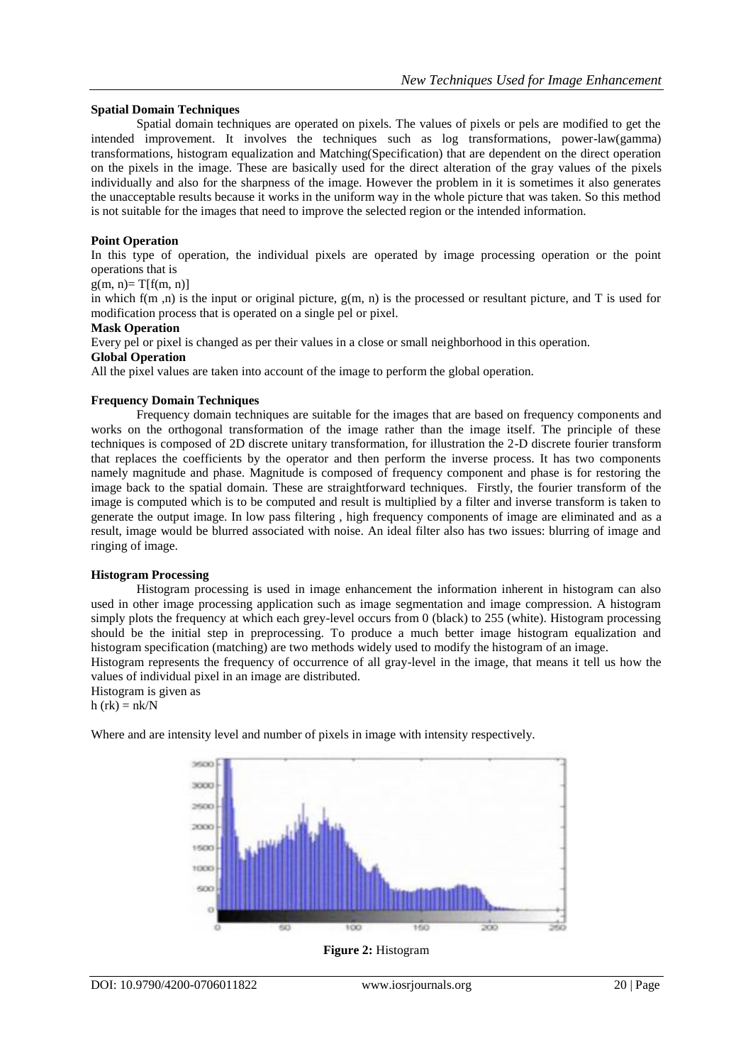**Spatial Domain Techniques**

Spatial domain techniques are operated on pixels. The values of pixels or pels are modified to get the intended improvement. It involves the techniques such as log transformations, power-law(gamma) transformations, histogram equalization and Matching(Specification) that are dependent on the direct operation on the pixels in the image. These are basically used for the direct alteration of the gray values of the pixels individually and also for the sharpness of the image. However the problem in it is sometimes it also generates the unacceptable results because it works in the uniform way in the whole picture that was taken. So this method is not suitable for the images that need to improve the selected region or the intended information.

**Point Operation**

In this type of operation, the individual pixels are operated by image processing operation or the point operations that is

$g(m, n)= T[f(m, n)]$

in which $f(m ,n)$ is the input or original picture, $g(m, n)$ is the processed or resultant picture, and T is used for modification process that is operated on a single pel or pixel.

**Mask Operation**

Every pel or pixel is changed as per their values in a close or small neighborhood in this operation.

**Global Operation**

All the pixel values are taken into account of the image to perform the global operation.

**Frequency Domain Techniques**

Frequency domain techniques are suitable for the images that are based on frequency components and works on the orthogonal transformation of the image rather than the image itself. The principle of these techniques is composed of 2D discrete unitary transformation, for illustration the 2-D discrete fourier transform that replaces the coefficients by the operator and then perform the inverse process. It has two components namely magnitude and phase. Magnitude is composed of frequency component and phase is for restoring the image back to the spatial domain. These are straightforward techniques. Firstly, the fourier transform of the image is computed which is to be computed and result is multiplied by a filter and inverse transform is taken to generate the output image. In low pass filtering , high frequency components of image are eliminated and as a result, image would be blurred associated with noise. An ideal filter also has two issues: blurring of image and ringing of image.

**Histogram Processing**

Histogram processing is used in image enhancement the information inherent in histogram can also used in other image processing application such as image segmentation and image compression. A histogram simply plots the frequency at which each grey-level occurs from 0 (black) to 255 (white). Histogram processing should be the initial step in preprocessing. To produce a much better image histogram equalization and histogram specification (matching) are two methods widely used to modify the histogram of an image.

Histogram represents the frequency of occurrence of all gray-level in the image, that means it tell us how the values of individual pixel in an image are distributed.

Histogram is given as

$h (r_k) = n_k/N$

Where and are intensity level and number of pixels in image with intensity respectively.

**Figure 2:** Histogram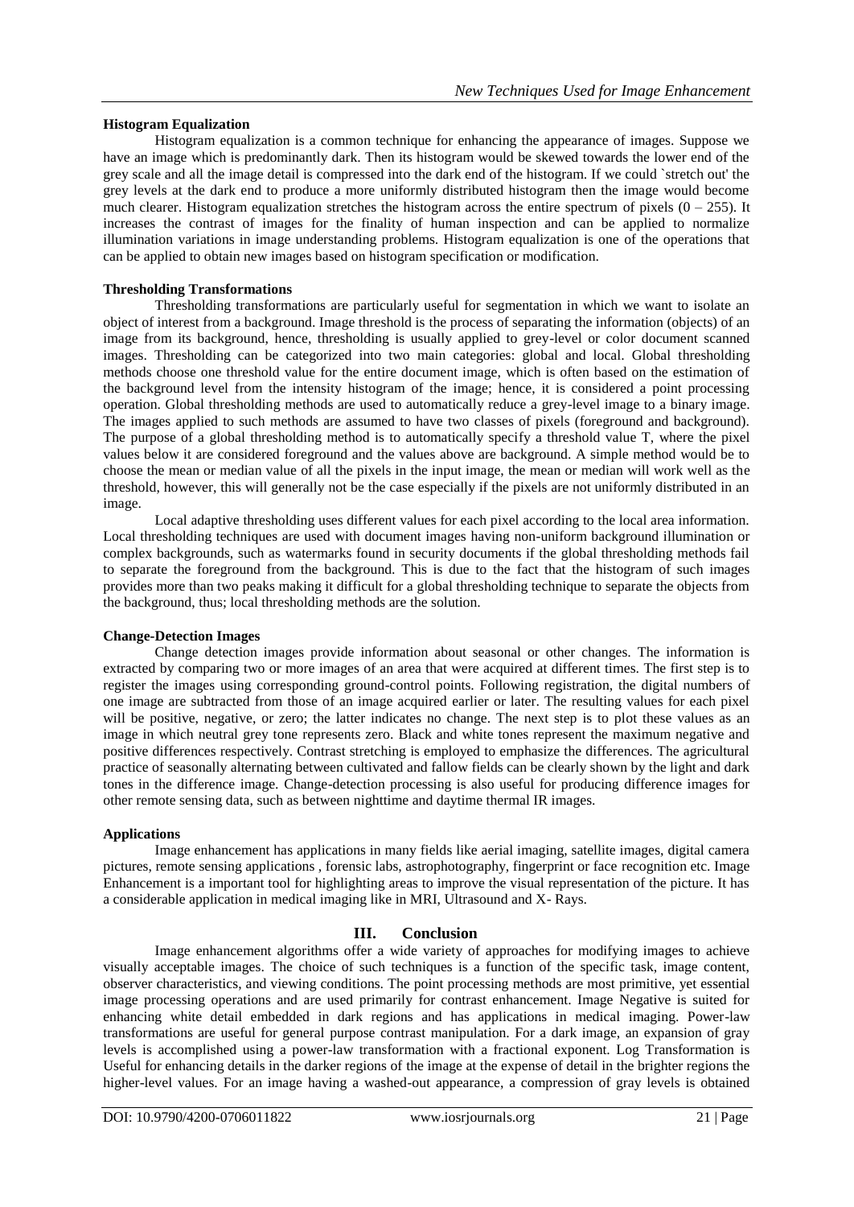**Histogram Equalization**

Histogram equalization is a common technique for enhancing the appearance of images. Suppose we have an image which is predominantly dark. Then its histogram would be skewed towards the lower end of the grey scale and all the image detail is compressed into the dark end of the histogram. If we could `stretch out' the grey levels at the dark end to produce a more uniformly distributed histogram then the image would become much clearer. Histogram equalization stretches the histogram across the entire spectrum of pixels (0 – 255). It increases the contrast of images for the finality of human inspection and can be applied to normalize illumination variations in image understanding problems. Histogram equalization is one of the operations that can be applied to obtain new images based on histogram specification or modification.

**Thresholding Transformations**

Thresholding transformations are particularly useful for segmentation in which we want to isolate an object of interest from a background. Image threshold is the process of separating the information (objects) of an image from its background, hence, thresholding is usually applied to grey-level or color document scanned images. Thresholding can be categorized into two main categories: global and local. Global thresholding methods choose one threshold value for the entire document image, which is often based on the estimation of the background level from the intensity histogram of the image; hence, it is considered a point processing operation. Global thresholding methods are used to automatically reduce a grey-level image to a binary image. The images applied to such methods are assumed to have two classes of pixels (foreground and background). The purpose of a global thresholding method is to automatically specify a threshold value T, where the pixel values below it are considered foreground and the values above are background. A simple method would be to choose the mean or median value of all the pixels in the input image, the mean or median will work well as the threshold, however, this will generally not be the case especially if the pixels are not uniformly distributed in an image.

Local adaptive thresholding uses different values for each pixel according to the local area information. Local thresholding techniques are used with document images having non-uniform background illumination or complex backgrounds, such as watermarks found in security documents if the global thresholding methods fail to separate the foreground from the background. This is due to the fact that the histogram of such images provides more than two peaks making it difficult for a global thresholding technique to separate the objects from the background, thus; local thresholding methods are the solution.

**Change-Detection Images**

Change detection images provide information about seasonal or other changes. The information is extracted by comparing two or more images of an area that were acquired at different times. The first step is to register the images using corresponding ground-control points. Following registration, the digital numbers of one image are subtracted from those of an image acquired earlier or later. The resulting values for each pixel will be positive, negative, or zero; the latter indicates no change. The next step is to plot these values as an image in which neutral grey tone represents zero. Black and white tones represent the maximum negative and positive differences respectively. Contrast stretching is employed to emphasize the differences. The agricultural practice of seasonally alternating between cultivated and fallow fields can be clearly shown by the light and dark tones in the difference image. Change-detection processing is also useful for producing difference images for other remote sensing data, such as between nighttime and daytime thermal IR images.

**Applications**

Image enhancement has applications in many fields like aerial imaging, satellite images, digital camera pictures, remote sensing applications , forensic labs, astrophotography, fingerprint or face recognition etc. Image Enhancement is a important tool for highlighting areas to improve the visual representation of the picture. It has a considerable application in medical imaging like in MRI, Ultrasound and X- Rays.

## III. Conclusion

Image enhancement algorithms offer a wide variety of approaches for modifying images to achieve visually acceptable images. The choice of such techniques is a function of the specific task, image content, observer characteristics, and viewing conditions. The point processing methods are most primitive, yet essential image processing operations and are used primarily for contrast enhancement. Image Negative is suited for enhancing white detail embedded in dark regions and has applications in medical imaging. Power-law transformations are useful for general purpose contrast manipulation. For a dark image, an expansion of gray levels is accomplished using a power-law transformation with a fractional exponent. Log Transformation is Useful for enhancing details in the darker regions of the image at the expense of detail in the brighter regions the higher-level values. For an image having a washed-out appearance, a compression of gray levels is obtained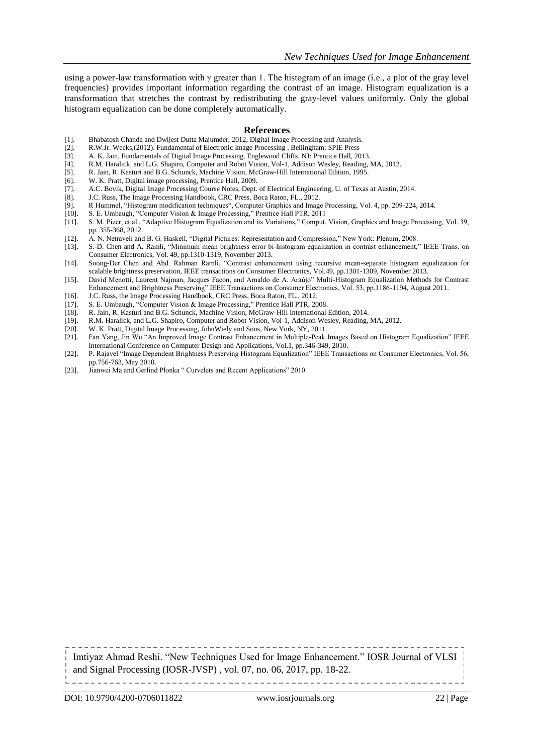using a power-law transformation with γ greater than 1. The histogram of an image (i.e., a plot of the gray level frequencies) provides important information regarding the contrast of an image. Histogram equalization is a transformation that stretches the contrast by redistributing the gray-level values uniformly. Only the global histogram equalization can be done completely automatically.

## References

[1]. Bhabatosh Chanda and Dwijest Dutta Majumder, 2012, Digital Image Processing and Analysis.

[2]. R.W.Jr. Weeks,(2012). Fundamental of Electronic Image Processing . Bellingham: SPIE Press

[3]. A. K. Jain, Fundamentals of Digital Image Processing. Englewood Cliffs, NJ: Prentice Hall, 2013.

[4]. R.M. Haralick, and L.G. Shapiro, Computer and Robot Vision, Vol-1, Addison Wesley, Reading, MA, 2012.

[5]. R. Jain, R. Kasturi and B.G. Schunck, Machine Vision, McGraw-Hill International Edition, 1995.

[6]. W. K. Pratt, Digital image processing, Prentice Hall, 2009.

[7]. A.C. Bovik, Digital Image Processing Course Notes, Dept. of Electrical Engineering, U. of Texas at Austin, 2014.

[8]. J.C. Russ, The Image Processing Handbook, CRC Press, Boca Raton, FL., 2012.

[9]. R Hummel, "Histogram modification techniques", Computer Graphics and Image Processing, Vol. 4, pp. 209-224, 2014.

[10]. S. E. Umbaugh, "Computer Vision & Image Processing," Prentice Hall PTR, 2011

[11]. S. M. Pizer, et al., "Adaptive Histogram Equalization and its Variations," Comput. Vision, Graphics and Image Processing, Vol. 39, pp. 355-368, 2012.

[12]. A. N. Netraveli and B. G. Haskell, "Digital Pictures: Representation and Compression," New York: Plenum, 2008.

[13]. S.-D. Chen and A. Ramli, "Minimum mean brightness error bi-histogram equalization in contrast enhancement," IEEE Trans. on Consumer Electronics, Vol. 49, pp.1310-1319, November 2013.

[14]. Soong-Der Chen and Abd. Rahman Ramli, "Contrast enhancement using recursive mean-separate histogram equalization for scalable brightness preservation, IEEE transactions on Consumer Electronics, Vol.49, pp.1301-1309, November 2013.

[15]. David Menotti, Laurent Najman, Jacques Facon, and Arnaldo de A. Araújo" Multi-Histogram Equalization Methods for Contrast Enhancement and Brightness Preserving" IEEE Transactions on Consumer Electronics, Vol. 53, pp.1186-1194, August 2011.

[16]. J.C. Russ, the Image Processing Handbook, CRC Press, Boca Raton, FL., 2012.

[17]. S. E. Umbaugh, "Computer Vision & Image Processing," Prentice Hall PTR, 2008.

[18]. R. Jain, R. Kasturi and B.G. Schunck, Machine Vision, McGraw-Hill International Edition, 2014.

[19]. R.M. Haralick, and L.G. Shapiro, Computer and Robot Vision, Vol-1, Addison Wesley, Reading, MA, 2012.

[20]. W. K. Pratt, Digital Image Processing, JohnWiely and Sons, New York, NY, 2011.

[21]. Fan Yang, Jin Wu "An Improved Image Contrast Enhancement in Multiple-Peak Images Based on Histogram Equalization" IEEE International Conference on Computer Design and Applications, Vol.1, pp.346-349, 2010.

[22]. P. Rajavel "Image Dependent Brightness Preserving Histogram Equalization" IEEE Transactions on Consumer Electronics, Vol. 56, pp.756-763, May 2010.

[23]. Jianwei Ma and Gerlind Plonka " Curvelets and Recent Applications" 2010.

Imtiyaz Ahmad Reshi. "New Techniques Used for Image Enhancement." IOSR Journal of VLSI and Signal Processing (IOSR-JVSP) , vol. 07, no. 06, 2017, pp. 18-22.